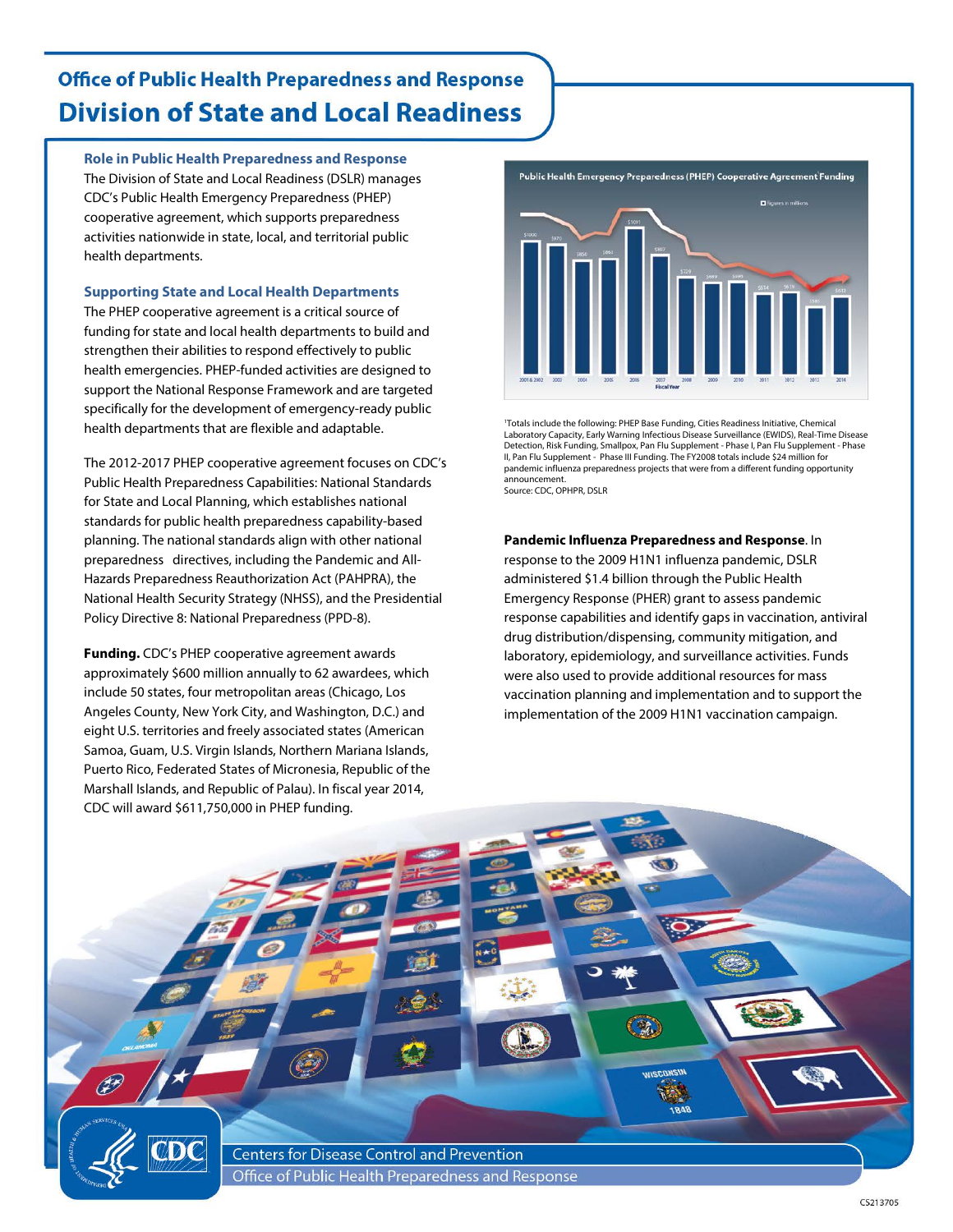## Office of Public Health Preparedness and Response

# Division of State and Local Readiness

### Role in Public Health Preparedness and Response

The Division of State and Local Readiness (DSLR) manages CDC's Public Health Emergency Preparedness (PHEP) cooperative agreement, which supports preparedness activities nationwide in state, local, and territorial public health departments.

### Supporting State and Local Health Departments

The PHEP cooperative agreement is a critical source of funding for state and local health departments to build and strengthen their abilities to respond effectively to public health emergencies. PHEP-funded activities are designed to support the National Response Framework and are targeted specifically for the development of emergency-ready public health departments that are flexible and adaptable.

The 2012-2017 PHEP cooperative agreement focuses on CDC's Public Health Preparedness Capabilities: National Standards for State and Local Planning, which establishes national standards for public health preparedness capability-based planning. The national standards align with other national preparedness directives, including the Pandemic and All-Hazards Preparedness Reauthorization Act (PAHPRA), the National Health Security Strategy (NHSS), and the Presidential Policy Directive 8: National Preparedness (PPD-8).

**Funding.** CDC's PHEP cooperative agreement awards approximately $600 million annually to 62 awardees, which include 50 states, four metropolitan areas (Chicago, Los Angeles County, New York City, and Washington, D.C.) and eight U.S. territories and freely associated states (American Samoa, Guam, U.S. Virgin Islands, Northern Mariana Islands, Puerto Rico, Federated States of Micronesia, Republic of the Marshall Islands, and Republic of Palau). In fiscal year 2014, CDC will award $611,750,000 in PHEP funding.

**Public Health Emergency Preparedness (PHEP) Cooperative Agreement Funding**[1]

Figures in millions

| Fiscal Year | Funding |
|---|---|
| 2001 & 2002 | $1000 |
| 2003 | $970 |
| 2004 | $850 |
| 2005 | $861 |
| 2006 | $1091 |
| 2007 | $867 |
| 2008 | $720 |
| 2009 | $689 |
| 2010 | $695 |
| 2011 | $614 |
| 2012 | $619 |
| 2013 | $585 |
| 2014 | $612 |

[1]Totals include the following: PHEP Base Funding, Cities Readiness Initiative, Chemical Laboratory Capacity, Early Warning Infectious Disease Surveillance (EWIDS), Real-Time Disease Detection, Risk Funding, Smallpox, Pan Flu Supplement - Phase I, Pan Flu Supplement - Phase II, Pan Flu Supplement - Phase III Funding. The FY2008 totals include $24 million for pandemic influenza preparedness projects that were from a different funding opportunity announcement.
Source: CDC, OPHPR, DSLR

**Pandemic Influenza Preparedness and Response**. In response to the 2009 H1N1 influenza pandemic, DSLR administered $1.4 billion through the Public Health Emergency Response (PHER) grant to assess pandemic response capabilities and identify gaps in vaccination, antiviral drug distribution/dispensing, community mitigation, and laboratory, epidemiology, and surveillance activities. Funds were also used to provide additional resources for mass vaccination planning and implementation and to support the implementation of the 2009 H1N1 vaccination campaign.

Centers for Disease Control and Prevention
Office of Public Health Preparedness and Response

CS213705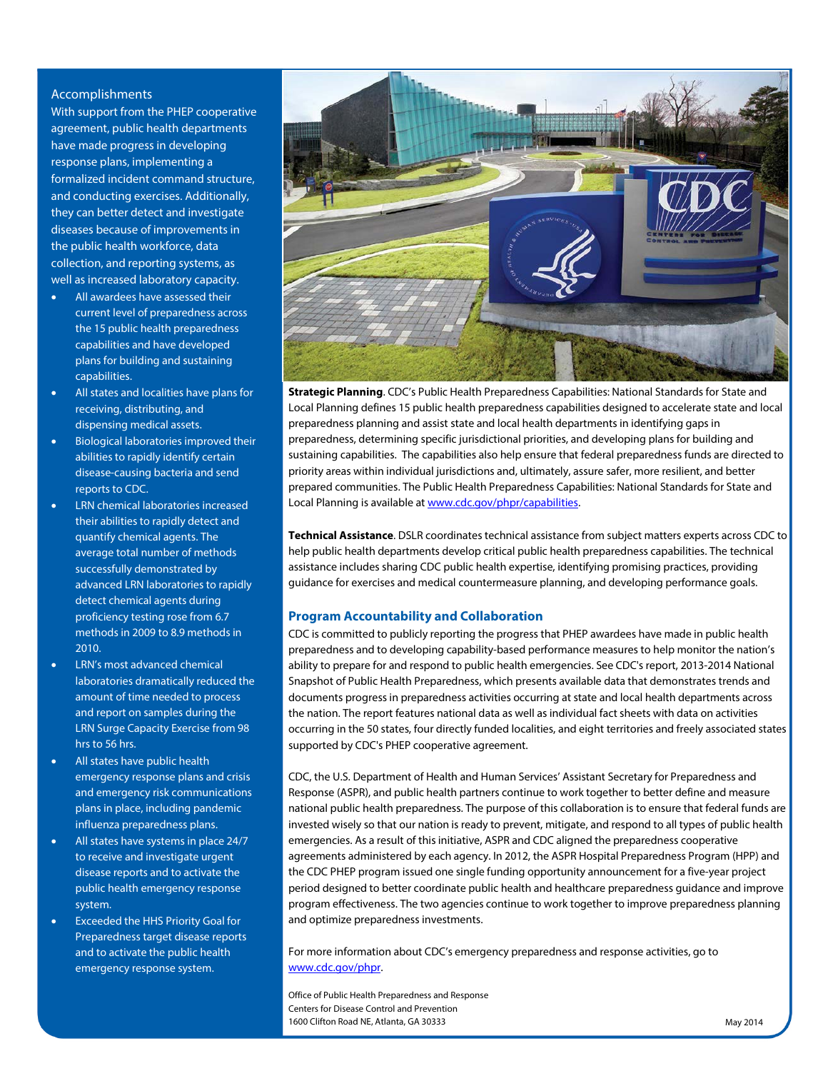## Accomplishments

With support from the PHEP cooperative agreement, public health departments have made progress in developing response plans, implementing a formalized incident command structure, and conducting exercises. Additionally, they can better detect and investigate diseases because of improvements in the public health workforce, data collection, and reporting systems, as well as increased laboratory capacity.

- All awardees have assessed their current level of preparedness across the 15 public health preparedness capabilities and have developed plans for building and sustaining capabilities.
- All states and localities have plans for receiving, distributing, and dispensing medical assets.
- Biological laboratories improved their abilities to rapidly identify certain disease-causing bacteria and send reports to CDC.
- LRN chemical laboratories increased their abilities to rapidly detect and quantify chemical agents. The average total number of methods successfully demonstrated by advanced LRN laboratories to rapidly detect chemical agents during proficiency testing rose from 6.7 methods in 2009 to 8.9 methods in 2010.
- LRN's most advanced chemical laboratories dramatically reduced the amount of time needed to process and report on samples during the LRN Surge Capacity Exercise from 98 hrs to 56 hrs.
- All states have public health emergency response plans and crisis and emergency risk communications plans in place, including pandemic influenza preparedness plans.
- All states have systems in place 24/7 to receive and investigate urgent disease reports and to activate the public health emergency response system.
- Exceeded the HHS Priority Goal for Preparedness target disease reports and to activate the public health emergency response system.

**Strategic Planning**. CDC's Public Health Preparedness Capabilities: National Standards for State and Local Planning defines 15 public health preparedness capabilities designed to accelerate state and local preparedness planning and assist state and local health departments in identifying gaps in preparedness, determining specific jurisdictional priorities, and developing plans for building and sustaining capabilities. The capabilities also help ensure that federal preparedness funds are directed to priority areas within individual jurisdictions and, ultimately, assure safer, more resilient, and better prepared communities. The Public Health Preparedness Capabilities: National Standards for State and Local Planning is available at www.cdc.gov/phpr/capabilities.

**Technical Assistance**. DSLR coordinates technical assistance from subject matters experts across CDC to help public health departments develop critical public health preparedness capabilities. The technical assistance includes sharing CDC public health expertise, identifying promising practices, providing guidance for exercises and medical countermeasure planning, and developing performance goals.

## Program Accountability and Collaboration

CDC is committed to publicly reporting the progress that PHEP awardees have made in public health preparedness and to developing capability-based performance measures to help monitor the nation's ability to prepare for and respond to public health emergencies. See CDC's report, 2013-2014 National Snapshot of Public Health Preparedness, which presents available data that demonstrates trends and documents progress in preparedness activities occurring at state and local health departments across the nation. The report features national data as well as individual fact sheets with data on activities occurring in the 50 states, four directly funded localities, and eight territories and freely associated states supported by CDC's PHEP cooperative agreement.

CDC, the U.S. Department of Health and Human Services' Assistant Secretary for Preparedness and Response (ASPR), and public health partners continue to work together to better define and measure national public health preparedness. The purpose of this collaboration is to ensure that federal funds are invested wisely so that our nation is ready to prevent, mitigate, and respond to all types of public health emergencies. As a result of this initiative, ASPR and CDC aligned the preparedness cooperative agreements administered by each agency. In 2012, the ASPR Hospital Preparedness Program (HPP) and the CDC PHEP program issued one single funding opportunity announcement for a five-year project period designed to better coordinate public health and healthcare preparedness guidance and improve program effectiveness. The two agencies continue to work together to improve preparedness planning and optimize preparedness investments.

For more information about CDC's emergency preparedness and response activities, go to www.cdc.gov/phpr.

Office of Public Health Preparedness and Response
Centers for Disease Control and Prevention
1600 Clifton Road NE, Atlanta, GA 30333

May 2014